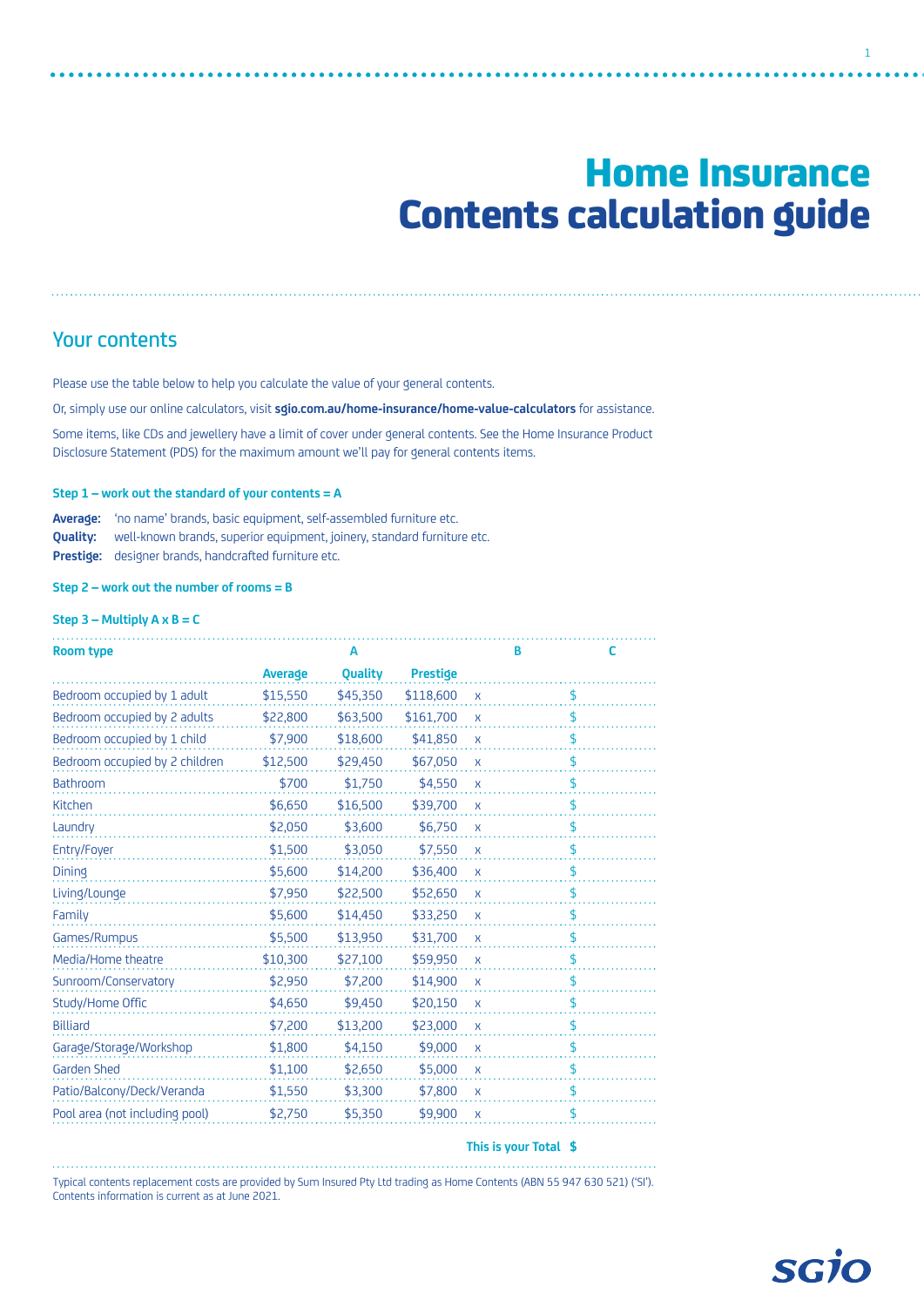# Home Insurance
# Contents calculation guide

## Your contents

Please use the table below to help you calculate the value of your general contents.

Or, simply use our online calculators, visit **sgio.com.au/home-insurance/home-value-calculators** for assistance.

Some items, like CDs and jewellery have a limit of cover under general contents. See the Home Insurance Product Disclosure Statement (PDS) for the maximum amount we'll pay for general contents items.

**Step 1 – work out the standard of your contents = A**

**Average:** 'no name' brands, basic equipment, self-assembled furniture etc.
**Quality:** well-known brands, superior equipment, joinery, standard furniture etc.
**Prestige:** designer brands, handcrafted furniture etc.

**Step 2 – work out the number of rooms = B**

**Step 3 – Multiply A x B = C**

| Room type | A | | | | B | C |
|---|---|---|---|---|---|---|
| | Average | Quality | Prestige | | | |
| Bedroom occupied by 1 adult | $15,550 | $45,350 | $118,600 | x | | $ |
| Bedroom occupied by 2 adults | $22,800 | $63,500 | $161,700 | x | | $ |
| Bedroom occupied by 1 child | $7,900 | $18,600 | $41,850 | x | | $ |
| Bedroom occupied by 2 children | $12,500 | $29,450 | $67,050 | x | | $ |
| Bathroom | $700 | $1,750 | $4,550 | x | | $ |
| Kitchen | $6,650 | $16,500 | $39,700 | x | | $ |
| Laundry | $2,050 | $3,600 | $6,750 | x | | $ |
| Entry/Foyer | $1,500 | $3,050 | $7,550 | x | | $ |
| Dining | $5,600 | $14,200 | $36,400 | x | | $ |
| Living/Lounge | $7,950 | $22,500 | $52,650 | x | | $ |
| Family | $5,600 | $14,450 | $33,250 | x | | $ |
| Games/Rumpus | $5,500 | $13,950 | $31,700 | x | | $ |
| Media/Home theatre | $10,300 | $27,100 | $59,950 | x | | $ |
| Sunroom/Conservatory | $2,950 | $7,200 | $14,900 | x | | $ |
| Study/Home Offic | $4,650 | $9,450 | $20,150 | x | | $ |
| Billiard | $7,200 | $13,200 | $23,000 | x | | $ |
| Garage/Storage/Workshop | $1,800 | $4,150 | $9,000 | x | | $ |
| Garden Shed | $1,100 | $2,650 | $5,000 | x | | $ |
| Patio/Balcony/Deck/Veranda | $1,550 | $3,300 | $7,800 | x | | $ |
| Pool area (not including pool) | $2,750 | $5,350 | $9,900 | x | | $ |
| | | | | | **This is your Total** | **$** |

Typical contents replacement costs are provided by Sum Insured Pty Ltd trading as Home Contents (ABN 55 947 630 521) ('SI'). Contents information is current as at June 2021.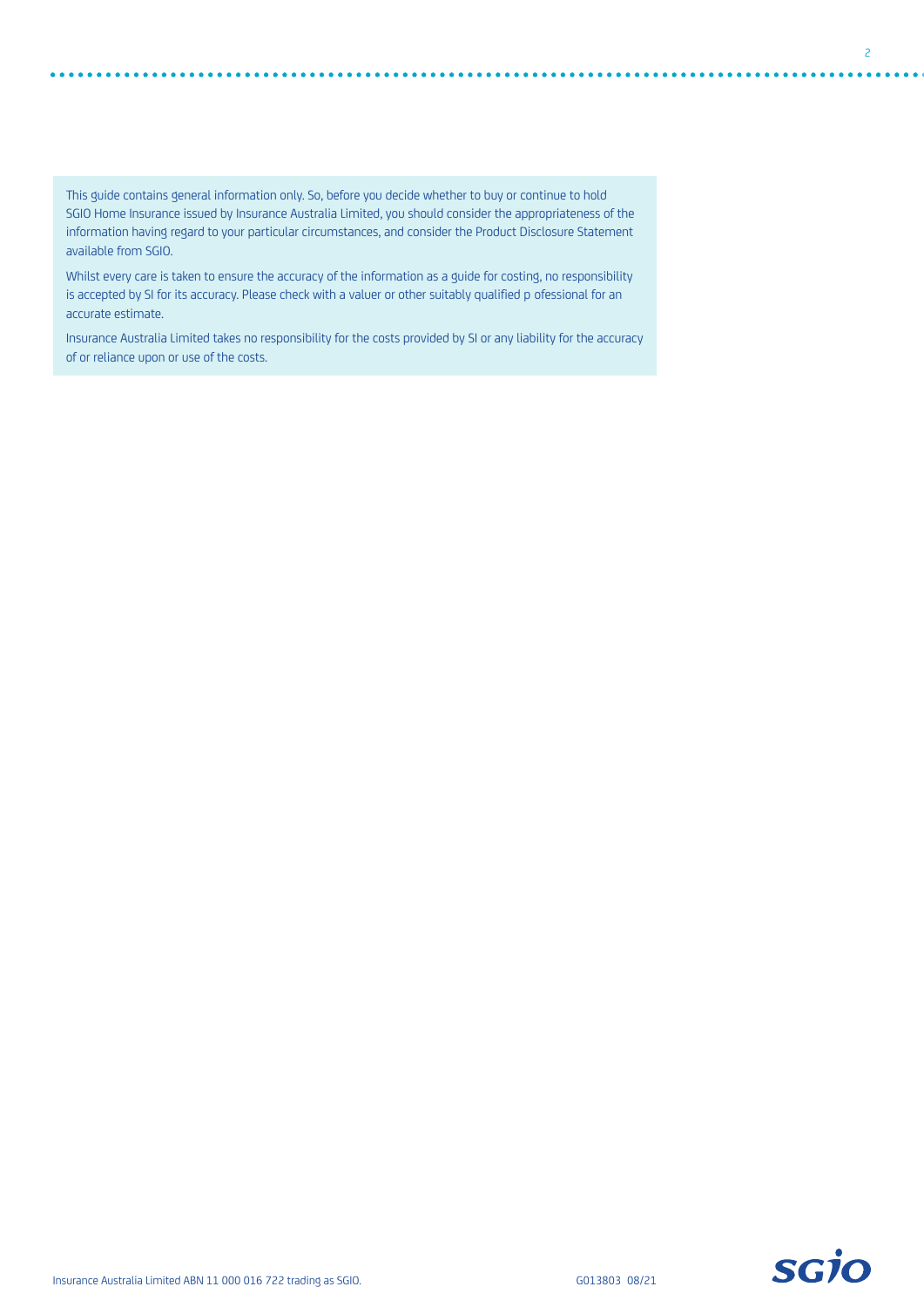This guide contains general information only. So, before you decide whether to buy or continue to hold SGIO Home Insurance issued by Insurance Australia Limited, you should consider the appropriateness of the information having regard to your particular circumstances, and consider the Product Disclosure Statement available from SGIO.

Whilst every care is taken to ensure the accuracy of the information as a guide for costing, no responsibility is accepted by SI for its accuracy. Please check with a valuer or other suitably qualified p ofessional for an accurate estimate.

Insurance Australia Limited takes no responsibility for the costs provided by SI or any liability for the accuracy of or reliance upon or use of the costs.

Insurance Australia Limited ABN 11 000 016 722 trading as SGIO.

G013803 08/21